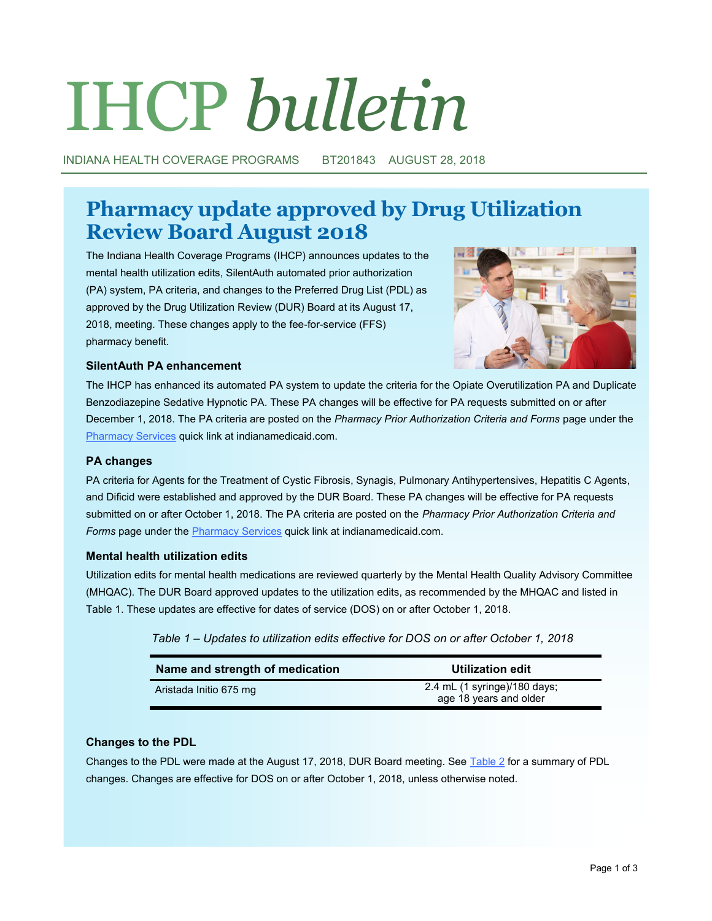# IHCP *bulletin*

INDIANA HEALTH COVERAGE PROGRAMS BT201843 AUGUST 28, 2018

## Pharmacy update approved by Drug Utilization Review Board August 2018

The Indiana Health Coverage Programs (IHCP) announces updates to the mental health utilization edits, SilentAuth automated prior authorization (PA) system, PA criteria, and changes to the Preferred Drug List (PDL) as approved by the Drug Utilization Review (DUR) Board at its August 17, 2018, meeting. These changes apply to the fee-for-service (FFS) pharmacy benefit.

### SilentAuth PA enhancement

The IHCP has enhanced its automated PA system to update the criteria for the Opiate Overutilization PA and Duplicate Benzodiazepine Sedative Hypnotic PA. These PA changes will be effective for PA requests submitted on or after December 1, 2018. The PA criteria are posted on the *Pharmacy Prior Authorization Criteria and Forms* page under the Pharmacy Services quick link at indianamedicaid.com.

### PA changes

PA criteria for Agents for the Treatment of Cystic Fibrosis, Synagis, Pulmonary Antihypertensives, Hepatitis C Agents, and Dificid were established and approved by the DUR Board. These PA changes will be effective for PA requests submitted on or after October 1, 2018. The PA criteria are posted on the *Pharmacy Prior Authorization Criteria and Forms* page under the Pharmacy Services quick link at indianamedicaid.com.

### Mental health utilization edits

Utilization edits for mental health medications are reviewed quarterly by the Mental Health Quality Advisory Committee (MHQAC). The DUR Board approved updates to the utilization edits, as recommended by the MHQAC and listed in Table 1. These updates are effective for dates of service (DOS) on or after October 1, 2018.

*Table 1 – Updates to utilization edits effective for DOS on or after October 1, 2018*

| Name and strength of medication | Utilization edit |
|---|---|
| Aristada Initio 675 mg | 2.4 mL (1 syringe)/180 days; age 18 years and older |

### Changes to the PDL

Changes to the PDL were made at the August 17, 2018, DUR Board meeting. See Table 2 for a summary of PDL changes. Changes are effective for DOS on or after October 1, 2018, unless otherwise noted.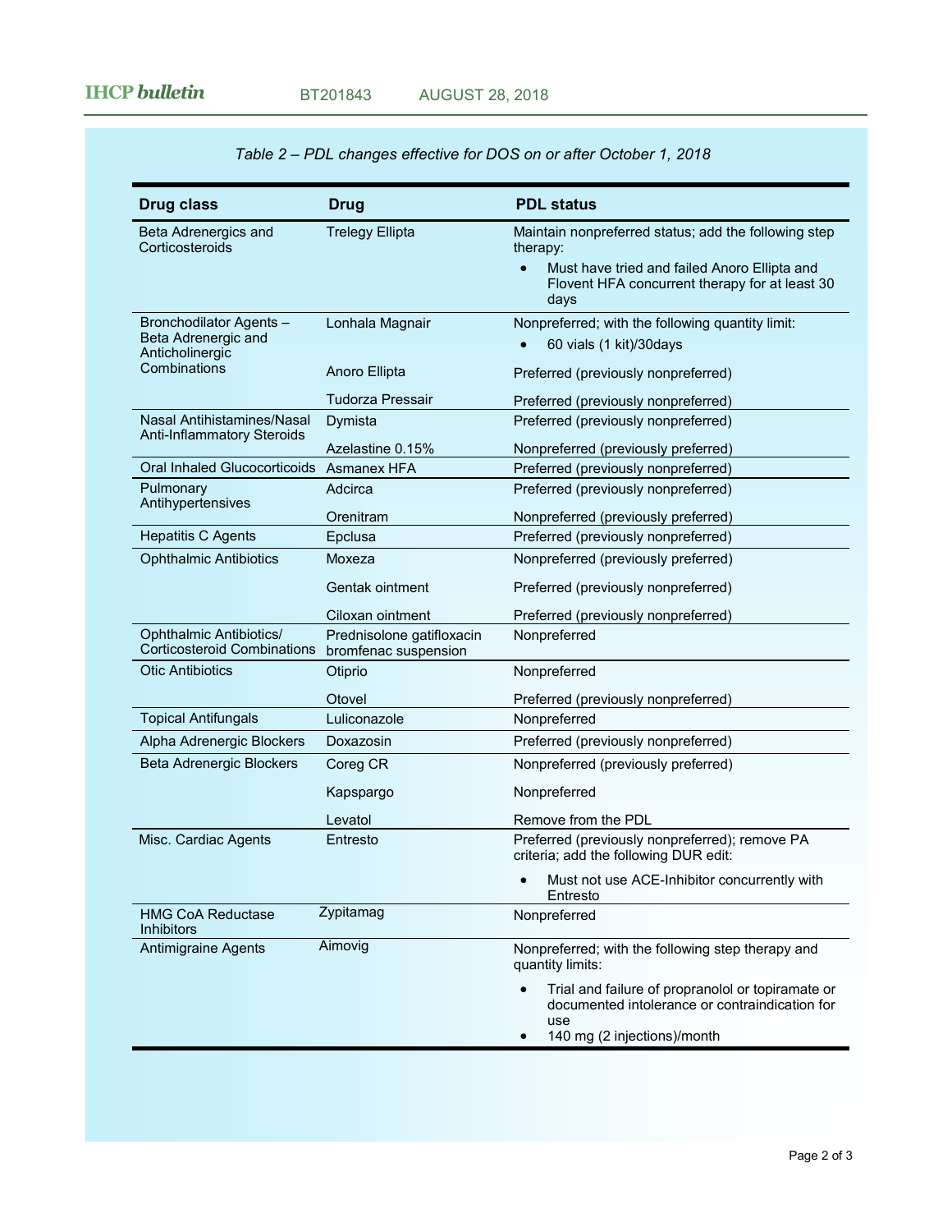*Table 2 – PDL changes effective for DOS on or after October 1, 2018*

| Drug class | Drug | PDL status |
|---|---|---|
| Beta Adrenergics and Corticosteroids | Trelegy Ellipta | Maintain nonpreferred status; add the following step therapy:<br>• Must have tried and failed Anoro Ellipta and Flovent HFA concurrent therapy for at least 30 days |
| Bronchodilator Agents – Beta Adrenergic and Anticholinergic Combinations | Lonhala Magnair | Nonpreferred; with the following quantity limit:<br>• 60 vials (1 kit)/30days |
| | Anoro Ellipta | Preferred (previously nonpreferred) |
| | Tudorza Pressair | Preferred (previously nonpreferred) |
| Nasal Antihistamines/Nasal Anti-Inflammatory Steroids | Dymista | Preferred (previously nonpreferred) |
| | Azelastine 0.15% | Nonpreferred (previously preferred) |
| Oral Inhaled Glucocorticoids | Asmanex HFA | Preferred (previously nonpreferred) |
| Pulmonary Antihypertensives | Adcirca | Preferred (previously nonpreferred) |
| | Orenitram | Nonpreferred (previously preferred) |
| Hepatitis C Agents | Epclusa | Preferred (previously nonpreferred) |
| Ophthalmic Antibiotics | Moxeza | Nonpreferred (previously preferred) |
| | Gentak ointment | Preferred (previously nonpreferred) |
| | Ciloxan ointment | Preferred (previously nonpreferred) |
| Ophthalmic Antibiotics/ Corticosteroid Combinations | Prednisolone gatifloxacin bromfenac suspension | Nonpreferred |
| Otic Antibiotics | Otiprio | Nonpreferred |
| | Otovel | Preferred (previously nonpreferred) |
| Topical Antifungals | Luliconazole | Nonpreferred |
| Alpha Adrenergic Blockers | Doxazosin | Preferred (previously nonpreferred) |
| Beta Adrenergic Blockers | Coreg CR | Nonpreferred (previously preferred) |
| | Kapspargo | Nonpreferred |
| | Levatol | Remove from the PDL |
| Misc. Cardiac Agents | Entresto | Preferred (previously nonpreferred); remove PA criteria; add the following DUR edit:<br>• Must not use ACE-Inhibitor concurrently with Entresto |
| HMG CoA Reductase Inhibitors | Zypitamag | Nonpreferred |
| Antimigraine Agents | Aimovig | Nonpreferred; with the following step therapy and quantity limits:<br>• Trial and failure of propranolol or topiramate or documented intolerance or contraindication for use<br>• 140 mg (2 injections)/month |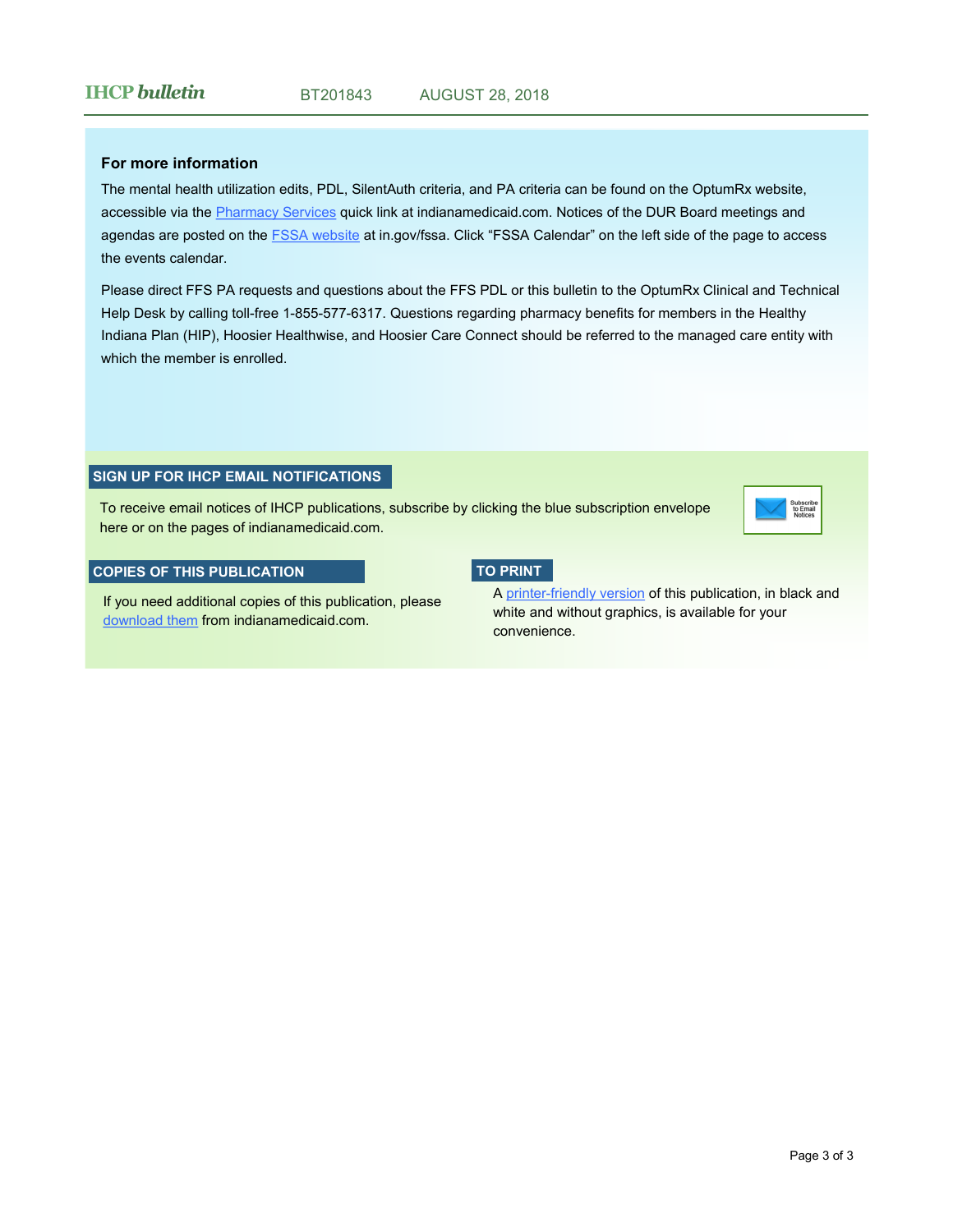## For more information

The mental health utilization edits, PDL, SilentAuth criteria, and PA criteria can be found on the OptumRx website, accessible via the Pharmacy Services quick link at indianamedicaid.com. Notices of the DUR Board meetings and agendas are posted on the FSSA website at in.gov/fssa. Click "FSSA Calendar" on the left side of the page to access the events calendar.

Please direct FFS PA requests and questions about the FFS PDL or this bulletin to the OptumRx Clinical and Technical Help Desk by calling toll-free 1-855-577-6317. Questions regarding pharmacy benefits for members in the Healthy Indiana Plan (HIP), Hoosier Healthwise, and Hoosier Care Connect should be referred to the managed care entity with which the member is enrolled.

### SIGN UP FOR IHCP EMAIL NOTIFICATIONS

To receive email notices of IHCP publications, subscribe by clicking the blue subscription envelope here or on the pages of indianamedicaid.com.

### COPIES OF THIS PUBLICATION

If you need additional copies of this publication, please download them from indianamedicaid.com.

### TO PRINT

A printer-friendly version of this publication, in black and white and without graphics, is available for your convenience.